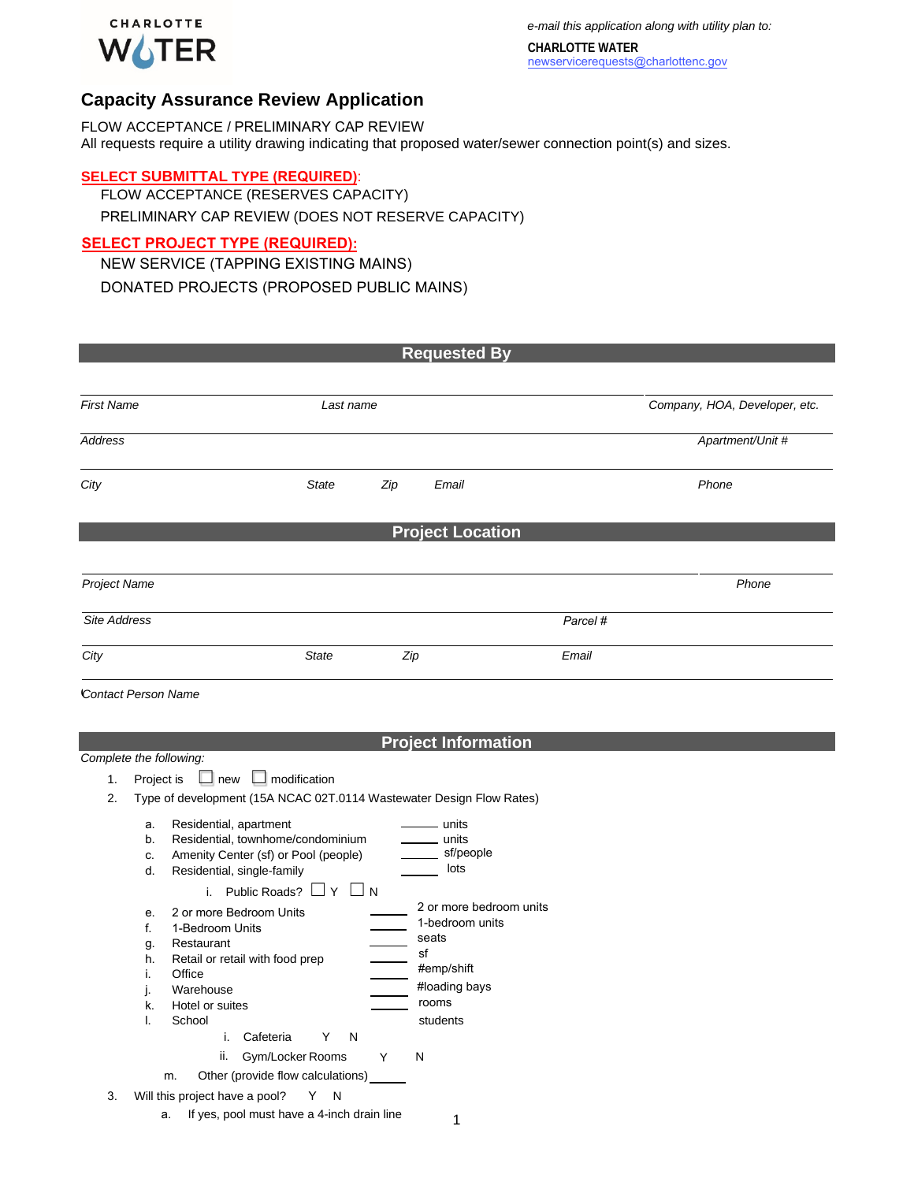CHARLOTTE WATER

*e-mail this application along with utility plan to:*

**CHARLOTTE WATER**
newservicerequests@charlottenc.gov

# Capacity Assurance Review Application

FLOW ACCEPTANCE / PRELIMINARY CAP REVIEW
All requests require a utility drawing indicating that proposed water/sewer connection point(s) and sizes.

**SELECT SUBMITTAL TYPE (REQUIRED)**:

FLOW ACCEPTANCE (RESERVES CAPACITY)
PRELIMINARY CAP REVIEW (DOES NOT RESERVE CAPACITY)

**SELECT PROJECT TYPE (REQUIRED):**

NEW SERVICE (TAPPING EXISTING MAINS)
DONATED PROJECTS (PROPOSED PUBLIC MAINS)

## Requested By

| *First Name* | *Last name* | | | *Company, HOA, Developer, etc.* |
|---|---|---|---|---|
| *Address* | | | | *Apartment/Unit #* |
| *City* | *State* | *Zip* | *Email* | *Phone* |

## Project Location

| *Project Name* | | | *Phone* |
|---|---|---|---|
| *Site Address* | | *Parcel #* | |
| *City* | *State* | *Zip* | *Email* |
| *Contact Person Name* | | | |

## Project Information

*Complete the following:*

1. Project is ☐ new ☐ modification
2. Type of development (15A NCAC 02T.0114 Wastewater Design Flow Rates)
   a. Residential, apartment ______ units
   b. Residential, townhome/condominium ______ units
   c. Amenity Center (sf) or Pool (people) ______ sf/people
   d. Residential, single-family ______ lots
      i. Public Roads? ☐ Y ☐ N
   e. 2 or more Bedroom Units ______ 2 or more bedroom units
   f. 1-Bedroom Units ______ 1-bedroom units
   g. Restaurant ______ seats
   h. Retail or retail with food prep ______ sf
   i. Office ______ #emp/shift
   j. Warehouse ______ #loading bays
   k. Hotel or suites ______ rooms
   l. School ______ students
      i. Cafeteria Y N
      ii. Gym/Locker Rooms Y N
   m. Other (provide flow calculations) ______
3. Will this project have a pool? Y N
   a. If yes, pool must have a 4-inch drain line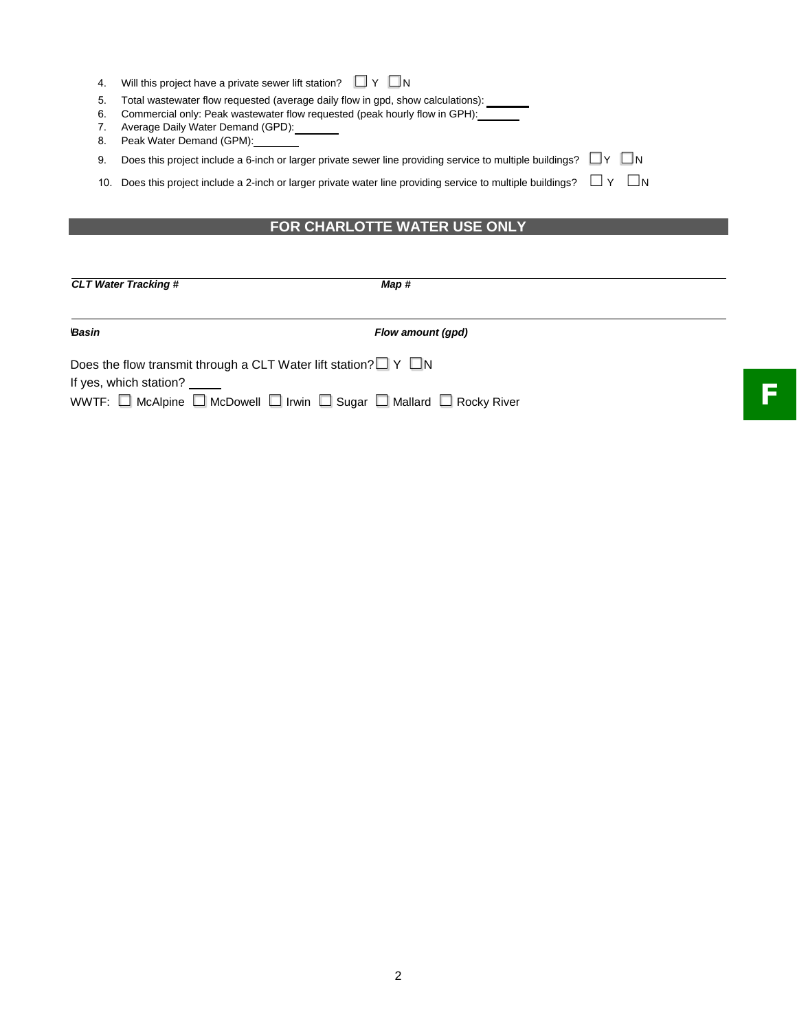4. Will this project have a private sewer lift station? ☐ Y ☐ N
5. Total wastewater flow requested (average daily flow in gpd, show calculations): _______
6. Commercial only: Peak wastewater flow requested (peak hourly flow in GPH): _______
7. Average Daily Water Demand (GPD): _______
8. Peak Water Demand (GPM): _______
9. Does this project include a 6-inch or larger private sewer line providing service to multiple buildings? ☐ Y ☐ N
10. Does this project include a 2-inch or larger private water line providing service to multiple buildings? ☐ Y ☐ N

## FOR CHARLOTTE WATER USE ONLY

***CLT Water Tracking #*** ______________________ ***Map #*** ______________________

***Basin*** ______________________ ***Flow amount (gpd)*** ______________________

Does the flow transmit through a CLT Water lift station? ☐ Y ☐ N

If yes, which station? _____

WWTF: ☐ McAlpine ☐ McDowell ☐ Irwin ☐ Sugar ☐ Mallard ☐ Rocky River

F